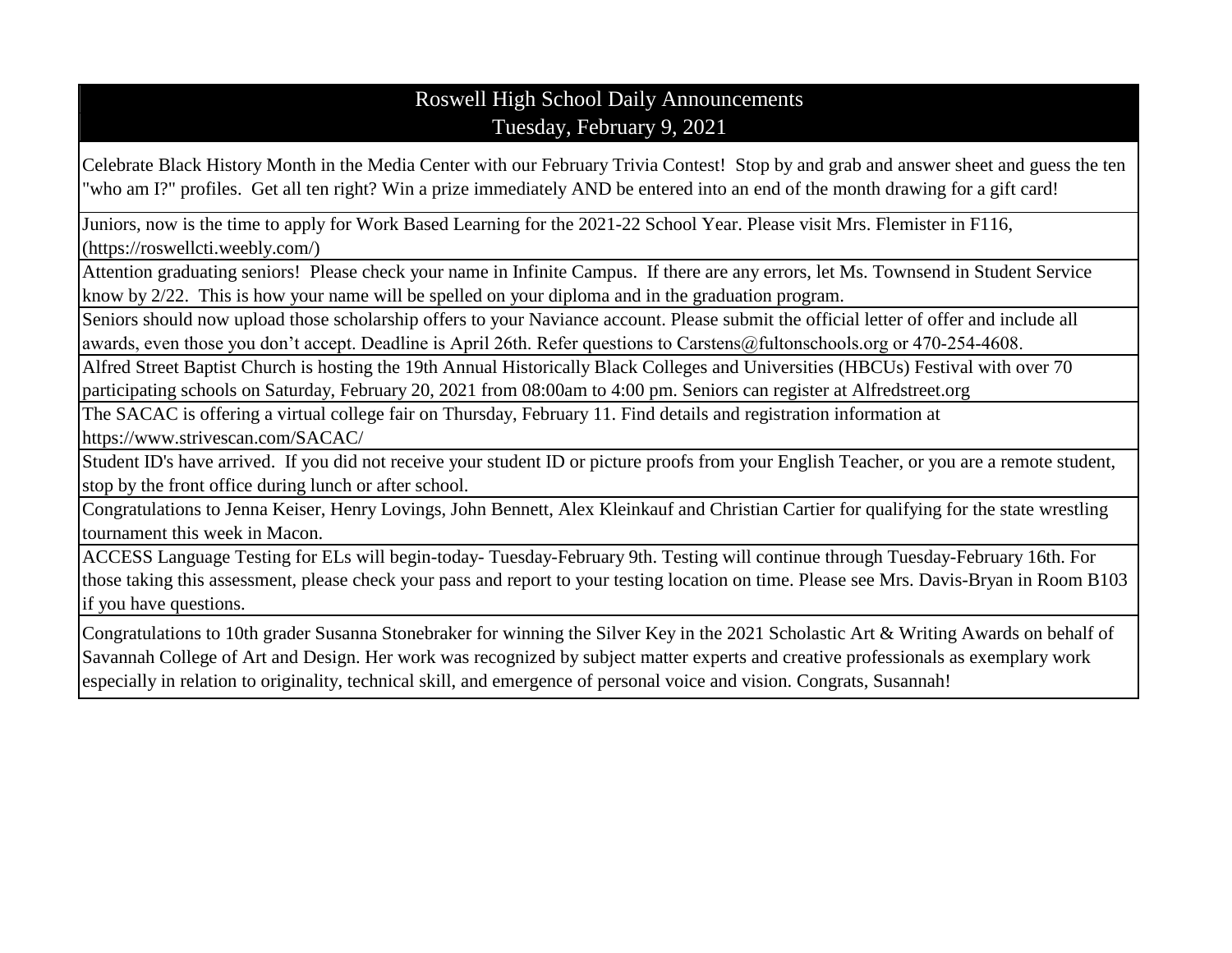# Roswell High School Daily Announcements

## Tuesday, February 9, 2021

Celebrate Black History Month in the Media Center with our February Trivia Contest! Stop by and grab and answer sheet and guess the ten "who am I?" profiles. Get all ten right? Win a prize immediately AND be entered into an end of the month drawing for a gift card!

Juniors, now is the time to apply for Work Based Learning for the 2021-22 School Year. Please visit Mrs. Flemister in F116, (https://roswellcti.weebly.com/)

Attention graduating seniors! Please check your name in Infinite Campus. If there are any errors, let Ms. Townsend in Student Service know by 2/22. This is how your name will be spelled on your diploma and in the graduation program.

Seniors should now upload those scholarship offers to your Naviance account. Please submit the official letter of offer and include all awards, even those you don't accept. Deadline is April 26th. Refer questions to Carstens@fultonschools.org or 470-254-4608.

Alfred Street Baptist Church is hosting the 19th Annual Historically Black Colleges and Universities (HBCUs) Festival with over 70 participating schools on Saturday, February 20, 2021 from 08:00am to 4:00 pm. Seniors can register at Alfredstreet.org

The SACAC is offering a virtual college fair on Thursday, February 11. Find details and registration information at https://www.strivescan.com/SACAC/

Student ID's have arrived. If you did not receive your student ID or picture proofs from your English Teacher, or you are a remote student, stop by the front office during lunch or after school.

Congratulations to Jenna Keiser, Henry Lovings, John Bennett, Alex Kleinkauf and Christian Cartier for qualifying for the state wrestling tournament this week in Macon.

ACCESS Language Testing for ELs will begin-today- Tuesday-February 9th. Testing will continue through Tuesday-February 16th. For those taking this assessment, please check your pass and report to your testing location on time. Please see Mrs. Davis-Bryan in Room B103 if you have questions.

Congratulations to 10th grader Susanna Stonebraker for winning the Silver Key in the 2021 Scholastic Art & Writing Awards on behalf of Savannah College of Art and Design. Her work was recognized by subject matter experts and creative professionals as exemplary work especially in relation to originality, technical skill, and emergence of personal voice and vision. Congrats, Susannah!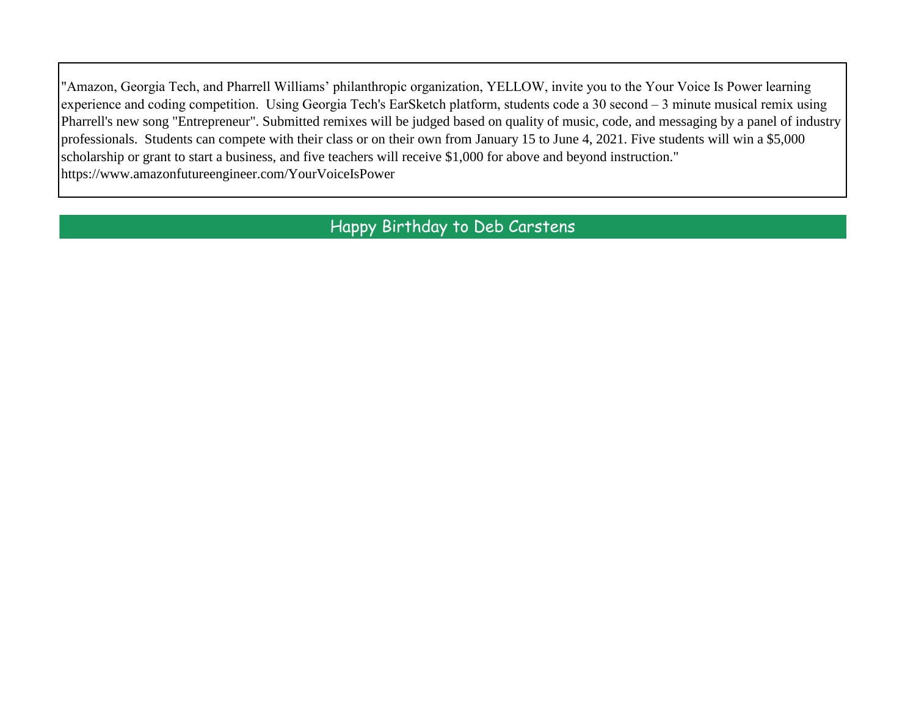"Amazon, Georgia Tech, and Pharrell Williams' philanthropic organization, YELLOW, invite you to the Your Voice Is Power learning experience and coding competition. Using Georgia Tech's EarSketch platform, students code a 30 second – 3 minute musical remix using Pharrell's new song "Entrepreneur". Submitted remixes will be judged based on quality of music, code, and messaging by a panel of industry professionals. Students can compete with their class or on their own from January 15 to June 4, 2021. Five students will win a $5,000 scholarship or grant to start a business, and five teachers will receive $1,000 for above and beyond instruction."
https://www.amazonfutureengineer.com/YourVoiceIsPower

## Happy Birthday to Deb Carstens